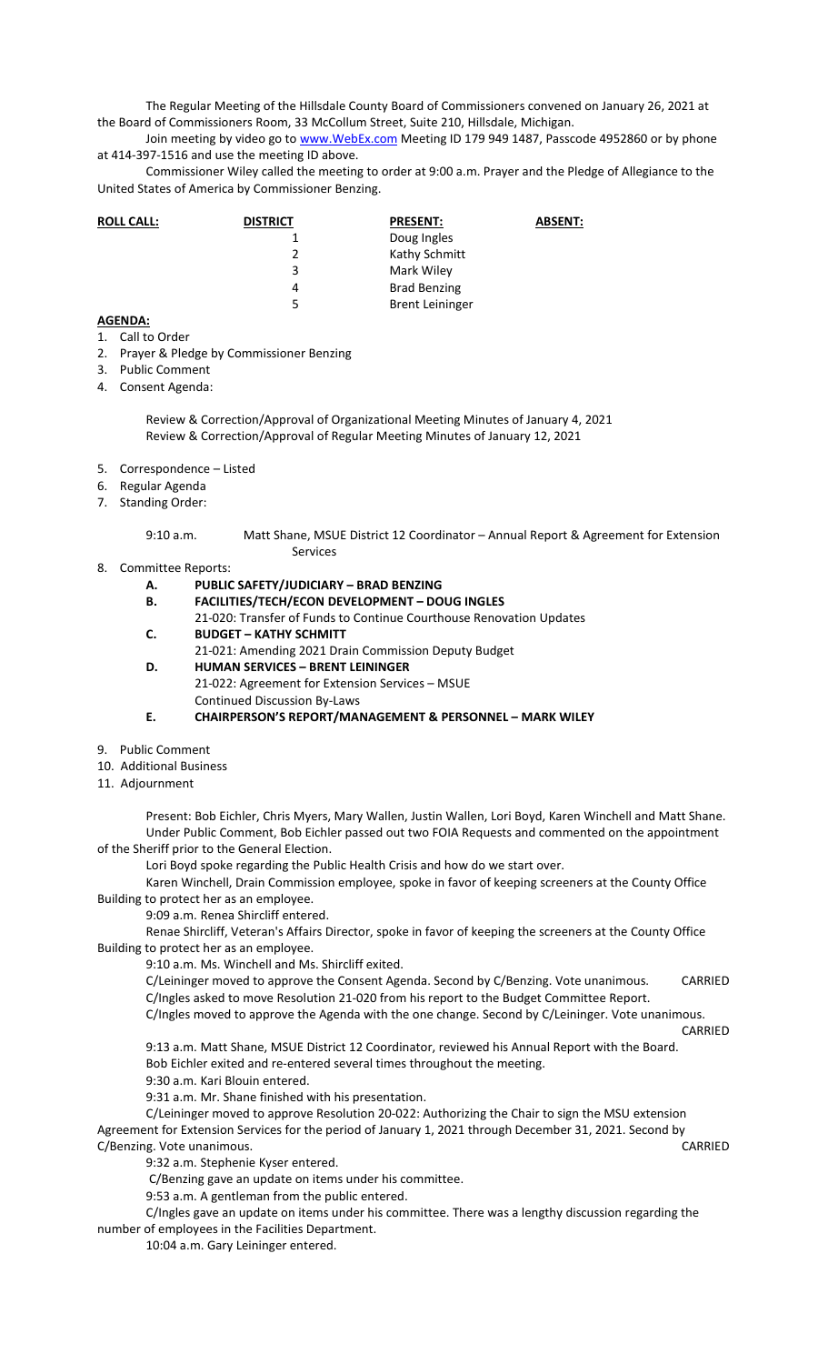The Regular Meeting of the Hillsdale County Board of Commissioners convened on January 26, 2021 at the Board of Commissioners Room, 33 McCollum Street, Suite 210, Hillsdale, Michigan.

Join meeting by video go to www.WebEx.com Meeting ID 179 949 1487, Passcode 4952860 or by phone at 414-397-1516 and use the meeting ID above.

Commissioner Wiley called the meeting to order at 9:00 a.m. Prayer and the Pledge of Allegiance to the United States of America by Commissioner Benzing.

| **ROLL CALL:** | **DISTRICT** | **PRESENT:** | **ABSENT:** |
|---|---|---|---|
| | 1 | Doug Ingles | |
| | 2 | Kathy Schmitt | |
| | 3 | Mark Wiley | |
| | 4 | Brad Benzing | |
| | 5 | Brent Leininger | |

**AGENDA:**

1. Call to Order
2. Prayer & Pledge by Commissioner Benzing
3. Public Comment
4. Consent Agenda:

   Review & Correction/Approval of Organizational Meeting Minutes of January 4, 2021
   Review & Correction/Approval of Regular Meeting Minutes of January 12, 2021

5. Correspondence – Listed
6. Regular Agenda
7. Standing Order:

   9:10 a.m. Matt Shane, MSUE District 12 Coordinator – Annual Report & Agreement for Extension Services

8. Committee Reports:
   - **A. PUBLIC SAFETY/JUDICIARY – BRAD BENZING**
   - **B. FACILITIES/TECH/ECON DEVELOPMENT – DOUG INGLES**
     21-020: Transfer of Funds to Continue Courthouse Renovation Updates
   - **C. BUDGET – KATHY SCHMITT**
     21-021: Amending 2021 Drain Commission Deputy Budget
   - **D. HUMAN SERVICES – BRENT LEININGER**
     21-022: Agreement for Extension Services – MSUE
     Continued Discussion By-Laws
   - **E. CHAIRPERSON'S REPORT/MANAGEMENT & PERSONNEL – MARK WILEY**
9. Public Comment
10. Additional Business
11. Adjournment

Present: Bob Eichler, Chris Myers, Mary Wallen, Justin Wallen, Lori Boyd, Karen Winchell and Matt Shane.

Under Public Comment, Bob Eichler passed out two FOIA Requests and commented on the appointment of the Sheriff prior to the General Election.

Lori Boyd spoke regarding the Public Health Crisis and how do we start over.

Karen Winchell, Drain Commission employee, spoke in favor of keeping screeners at the County Office Building to protect her as an employee.

9:09 a.m. Renea Shircliff entered.

Renae Shircliff, Veteran's Affairs Director, spoke in favor of keeping the screeners at the County Office Building to protect her as an employee.

9:10 a.m. Ms. Winchell and Ms. Shircliff exited.

C/Leininger moved to approve the Consent Agenda. Second by C/Benzing. Vote unanimous. CARRIED

C/Ingles asked to move Resolution 21-020 from his report to the Budget Committee Report.

C/Ingles moved to approve the Agenda with the one change. Second by C/Leininger. Vote unanimous. CARRIED

9:13 a.m. Matt Shane, MSUE District 12 Coordinator, reviewed his Annual Report with the Board.

Bob Eichler exited and re-entered several times throughout the meeting.

9:30 a.m. Kari Blouin entered.

9:31 a.m. Mr. Shane finished with his presentation.

C/Leininger moved to approve Resolution 20-022: Authorizing the Chair to sign the MSU extension Agreement for Extension Services for the period of January 1, 2021 through December 31, 2021. Second by C/Benzing. Vote unanimous. CARRIED

9:32 a.m. Stephenie Kyser entered.

C/Benzing gave an update on items under his committee.

9:53 a.m. A gentleman from the public entered.

C/Ingles gave an update on items under his committee. There was a lengthy discussion regarding the number of employees in the Facilities Department.

10:04 a.m. Gary Leininger entered.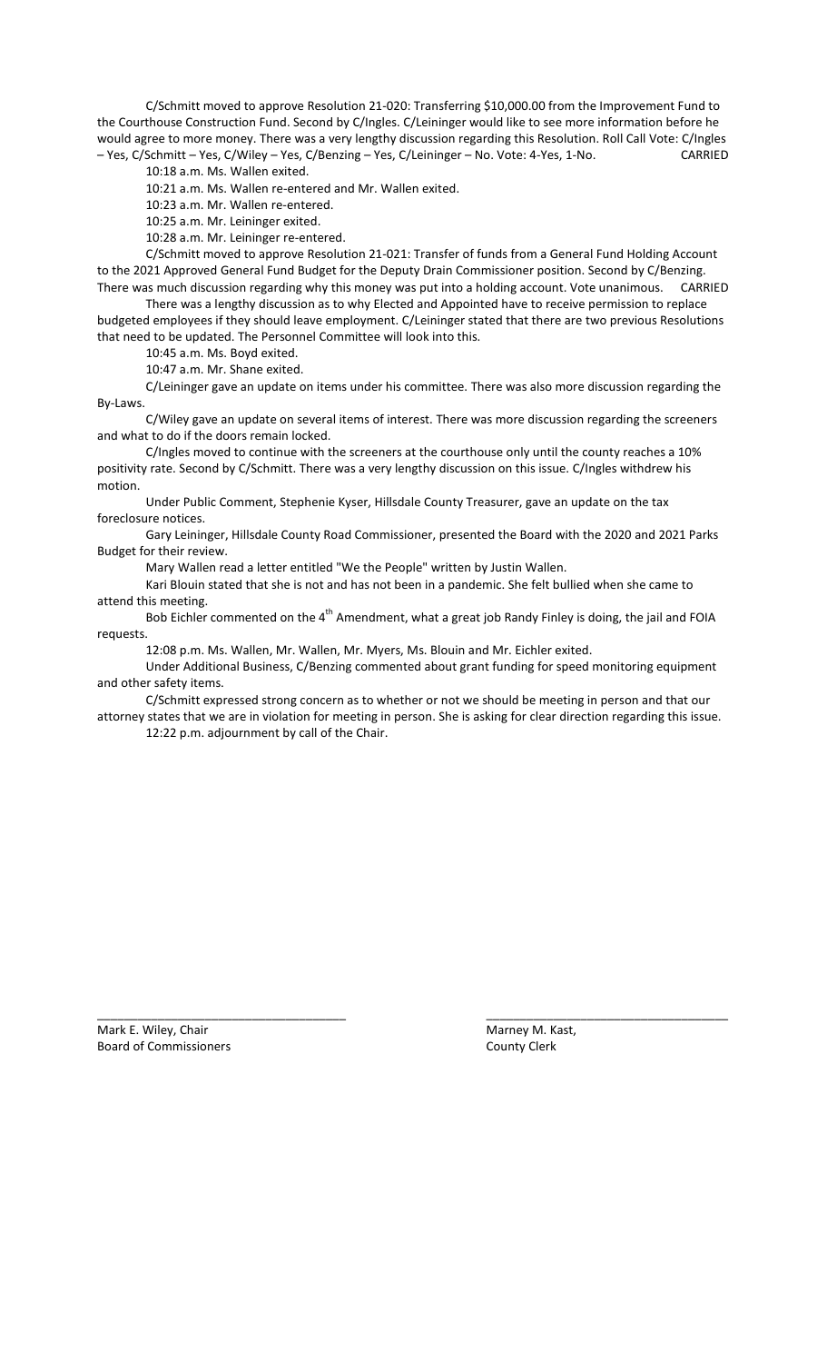C/Schmitt moved to approve Resolution 21-020: Transferring $10,000.00 from the Improvement Fund to the Courthouse Construction Fund. Second by C/Ingles. C/Leininger would like to see more information before he would agree to more money. There was a very lengthy discussion regarding this Resolution. Roll Call Vote: C/Ingles – Yes, C/Schmitt – Yes, C/Wiley – Yes, C/Benzing – Yes, C/Leininger – No. Vote: 4-Yes, 1-No. CARRIED

10:18 a.m. Ms. Wallen exited.

10:21 a.m. Ms. Wallen re-entered and Mr. Wallen exited.

10:23 a.m. Mr. Wallen re-entered.

10:25 a.m. Mr. Leininger exited.

10:28 a.m. Mr. Leininger re-entered.

C/Schmitt moved to approve Resolution 21-021: Transfer of funds from a General Fund Holding Account to the 2021 Approved General Fund Budget for the Deputy Drain Commissioner position. Second by C/Benzing. There was much discussion regarding why this money was put into a holding account. Vote unanimous. CARRIED

There was a lengthy discussion as to why Elected and Appointed have to receive permission to replace budgeted employees if they should leave employment. C/Leininger stated that there are two previous Resolutions that need to be updated. The Personnel Committee will look into this.

10:45 a.m. Ms. Boyd exited.

10:47 a.m. Mr. Shane exited.

C/Leininger gave an update on items under his committee. There was also more discussion regarding the By-Laws.

C/Wiley gave an update on several items of interest. There was more discussion regarding the screeners and what to do if the doors remain locked.

C/Ingles moved to continue with the screeners at the courthouse only until the county reaches a 10% positivity rate. Second by C/Schmitt. There was a very lengthy discussion on this issue. C/Ingles withdrew his motion.

Under Public Comment, Stephenie Kyser, Hillsdale County Treasurer, gave an update on the tax foreclosure notices.

Gary Leininger, Hillsdale County Road Commissioner, presented the Board with the 2020 and 2021 Parks Budget for their review.

Mary Wallen read a letter entitled "We the People" written by Justin Wallen.

Kari Blouin stated that she is not and has not been in a pandemic. She felt bullied when she came to attend this meeting.

Bob Eichler commented on the 4th Amendment, what a great job Randy Finley is doing, the jail and FOIA requests.

12:08 p.m. Ms. Wallen, Mr. Wallen, Mr. Myers, Ms. Blouin and Mr. Eichler exited.

Under Additional Business, C/Benzing commented about grant funding for speed monitoring equipment and other safety items.

C/Schmitt expressed strong concern as to whether or not we should be meeting in person and that our attorney states that we are in violation for meeting in person. She is asking for clear direction regarding this issue.

12:22 p.m. adjournment by call of the Chair.

\_\_\_\_\_\_\_\_\_\_\_\_\_\_\_\_\_\_\_\_\_\_\_\_\_\_\_\_\_\_\_\_\_\_\_\_\_\_\_\_ \_\_\_\_\_\_\_\_\_\_\_\_\_\_\_\_\_\_\_\_\_\_\_\_\_\_\_\_\_\_\_\_\_\_\_\_\_\_\_\_

Mark E. Wiley, Chair
Board of Commissioners

Marney M. Kast,
County Clerk